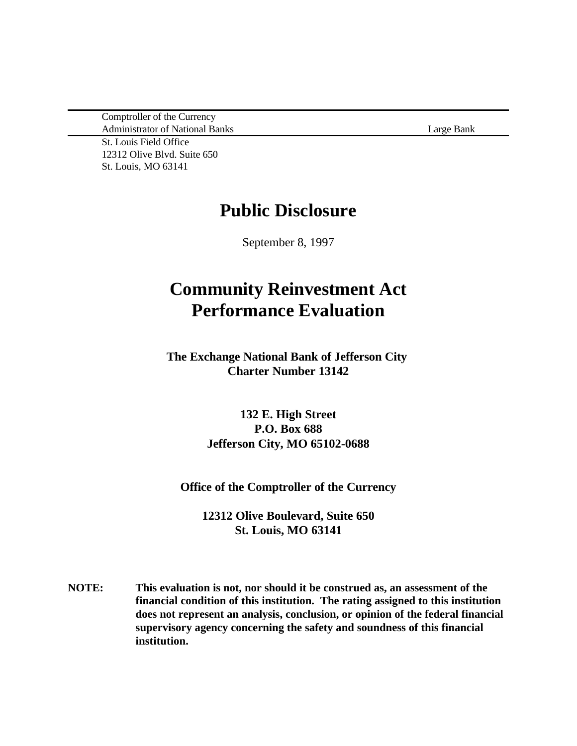Comptroller of the Currency
Administrator of National Banks — Large Bank

St. Louis Field Office
12312 Olive Blvd. Suite 650
St. Louis, MO 63141

# Public Disclosure

September 8, 1997

# Community Reinvestment Act Performance Evaluation

**The Exchange National Bank of Jefferson City**
**Charter Number 13142**

**132 E. High Street**
**P.O. Box 688**
**Jefferson City, MO 65102-0688**

**Office of the Comptroller of the Currency**

**12312 Olive Boulevard, Suite 650**
**St. Louis, MO 63141**

**NOTE:** **This evaluation is not, nor should it be construed as, an assessment of the financial condition of this institution. The rating assigned to this institution does not represent an analysis, conclusion, or opinion of the federal financial supervisory agency concerning the safety and soundness of this financial institution.**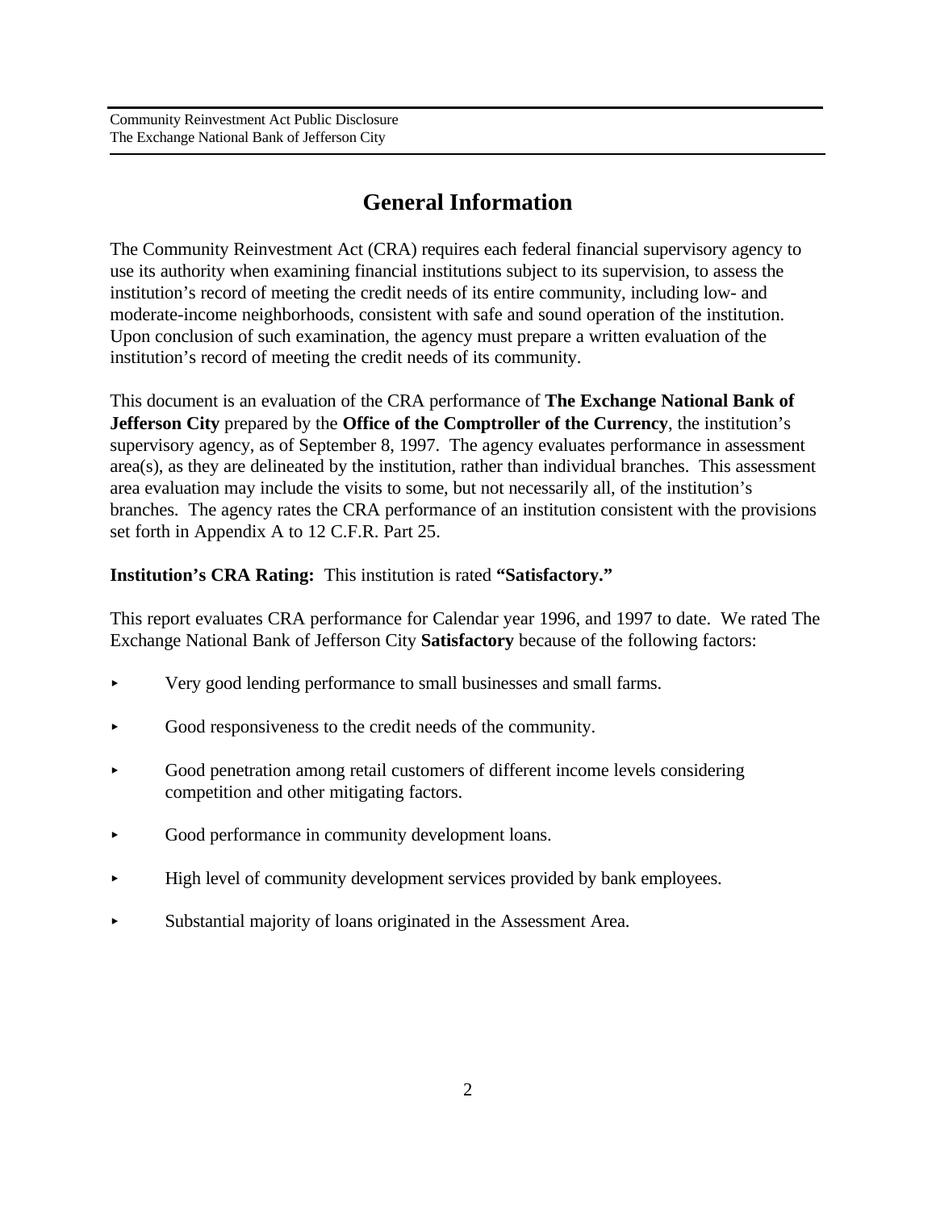# General Information

The Community Reinvestment Act (CRA) requires each federal financial supervisory agency to use its authority when examining financial institutions subject to its supervision, to assess the institution's record of meeting the credit needs of its entire community, including low- and moderate-income neighborhoods, consistent with safe and sound operation of the institution. Upon conclusion of such examination, the agency must prepare a written evaluation of the institution's record of meeting the credit needs of its community.

This document is an evaluation of the CRA performance of **The Exchange National Bank of Jefferson City** prepared by the **Office of the Comptroller of the Currency**, the institution's supervisory agency, as of September 8, 1997. The agency evaluates performance in assessment area(s), as they are delineated by the institution, rather than individual branches. This assessment area evaluation may include the visits to some, but not necessarily all, of the institution's branches. The agency rates the CRA performance of an institution consistent with the provisions set forth in Appendix A to 12 C.F.R. Part 25.

**Institution's CRA Rating:** This institution is rated **"Satisfactory."**

This report evaluates CRA performance for Calendar year 1996, and 1997 to date. We rated The Exchange National Bank of Jefferson City **Satisfactory** because of the following factors:

- Very good lending performance to small businesses and small farms.
- Good responsiveness to the credit needs of the community.
- Good penetration among retail customers of different income levels considering competition and other mitigating factors.
- Good performance in community development loans.
- High level of community development services provided by bank employees.
- Substantial majority of loans originated in the Assessment Area.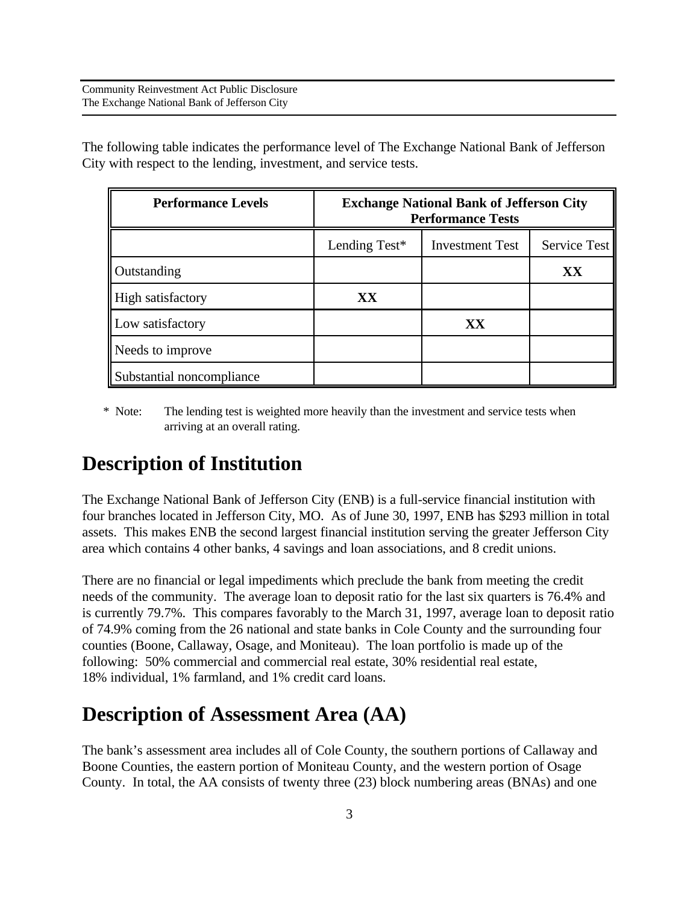The following table indicates the performance level of The Exchange National Bank of Jefferson City with respect to the lending, investment, and service tests.

| Performance Levels | Exchange National Bank of Jefferson City Performance Tests | | |
|---|---|---|---|
| | Lending Test* | Investment Test | Service Test |
| Outstanding | | | **XX** |
| High satisfactory | **XX** | | |
| Low satisfactory | | **XX** | |
| Needs to improve | | | |
| Substantial noncompliance | | | |

\* Note: The lending test is weighted more heavily than the investment and service tests when arriving at an overall rating.

# Description of Institution

The Exchange National Bank of Jefferson City (ENB) is a full-service financial institution with four branches located in Jefferson City, MO. As of June 30, 1997, ENB has $293 million in total assets. This makes ENB the second largest financial institution serving the greater Jefferson City area which contains 4 other banks, 4 savings and loan associations, and 8 credit unions.

There are no financial or legal impediments which preclude the bank from meeting the credit needs of the community. The average loan to deposit ratio for the last six quarters is 76.4% and is currently 79.7%. This compares favorably to the March 31, 1997, average loan to deposit ratio of 74.9% coming from the 26 national and state banks in Cole County and the surrounding four counties (Boone, Callaway, Osage, and Moniteau). The loan portfolio is made up of the following: 50% commercial and commercial real estate, 30% residential real estate, 18% individual, 1% farmland, and 1% credit card loans.

# Description of Assessment Area (AA)

The bank's assessment area includes all of Cole County, the southern portions of Callaway and Boone Counties, the eastern portion of Moniteau County, and the western portion of Osage County. In total, the AA consists of twenty three (23) block numbering areas (BNAs) and one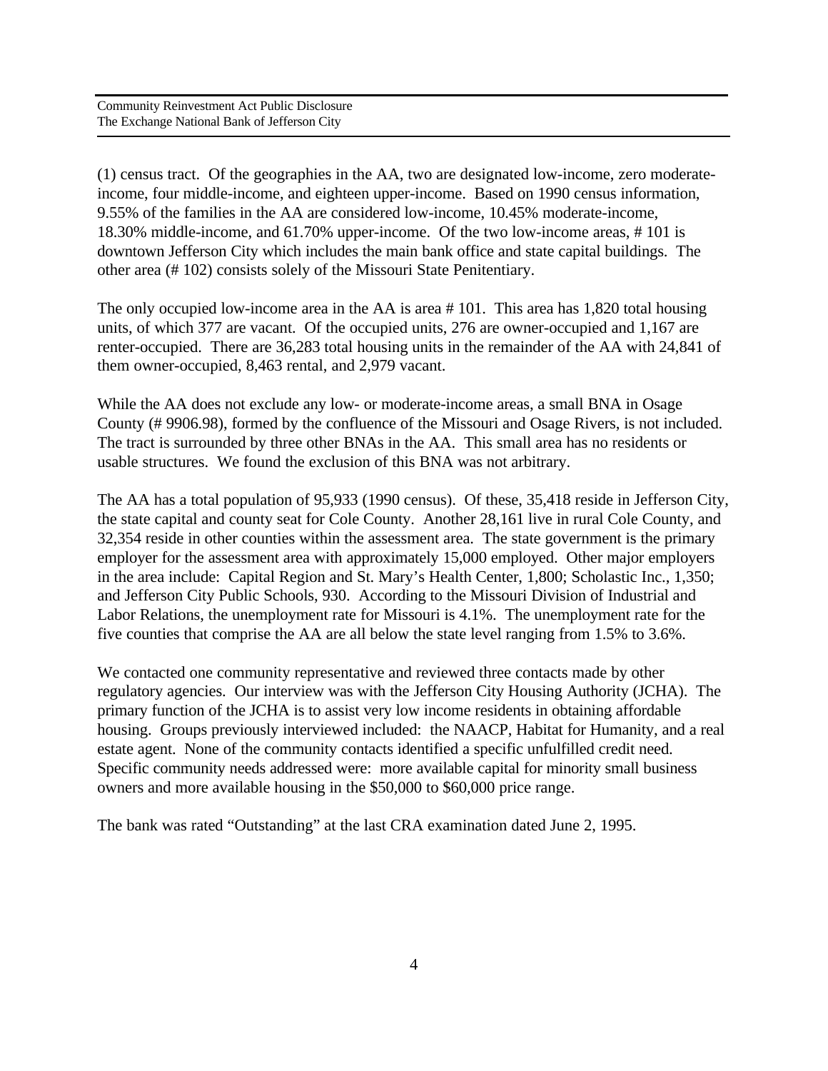(1) census tract. Of the geographies in the AA, two are designated low-income, zero moderate-income, four middle-income, and eighteen upper-income. Based on 1990 census information, 9.55% of the families in the AA are considered low-income, 10.45% moderate-income, 18.30% middle-income, and 61.70% upper-income. Of the two low-income areas, # 101 is downtown Jefferson City which includes the main bank office and state capital buildings. The other area (# 102) consists solely of the Missouri State Penitentiary.

The only occupied low-income area in the AA is area # 101. This area has 1,820 total housing units, of which 377 are vacant. Of the occupied units, 276 are owner-occupied and 1,167 are renter-occupied. There are 36,283 total housing units in the remainder of the AA with 24,841 of them owner-occupied, 8,463 rental, and 2,979 vacant.

While the AA does not exclude any low- or moderate-income areas, a small BNA in Osage County (# 9906.98), formed by the confluence of the Missouri and Osage Rivers, is not included. The tract is surrounded by three other BNAs in the AA. This small area has no residents or usable structures. We found the exclusion of this BNA was not arbitrary.

The AA has a total population of 95,933 (1990 census). Of these, 35,418 reside in Jefferson City, the state capital and county seat for Cole County. Another 28,161 live in rural Cole County, and 32,354 reside in other counties within the assessment area. The state government is the primary employer for the assessment area with approximately 15,000 employed. Other major employers in the area include: Capital Region and St. Mary's Health Center, 1,800; Scholastic Inc., 1,350; and Jefferson City Public Schools, 930. According to the Missouri Division of Industrial and Labor Relations, the unemployment rate for Missouri is 4.1%. The unemployment rate for the five counties that comprise the AA are all below the state level ranging from 1.5% to 3.6%.

We contacted one community representative and reviewed three contacts made by other regulatory agencies. Our interview was with the Jefferson City Housing Authority (JCHA). The primary function of the JCHA is to assist very low income residents in obtaining affordable housing. Groups previously interviewed included: the NAACP, Habitat for Humanity, and a real estate agent. None of the community contacts identified a specific unfulfilled credit need. Specific community needs addressed were: more available capital for minority small business owners and more available housing in the $50,000 to $60,000 price range.

The bank was rated "Outstanding" at the last CRA examination dated June 2, 1995.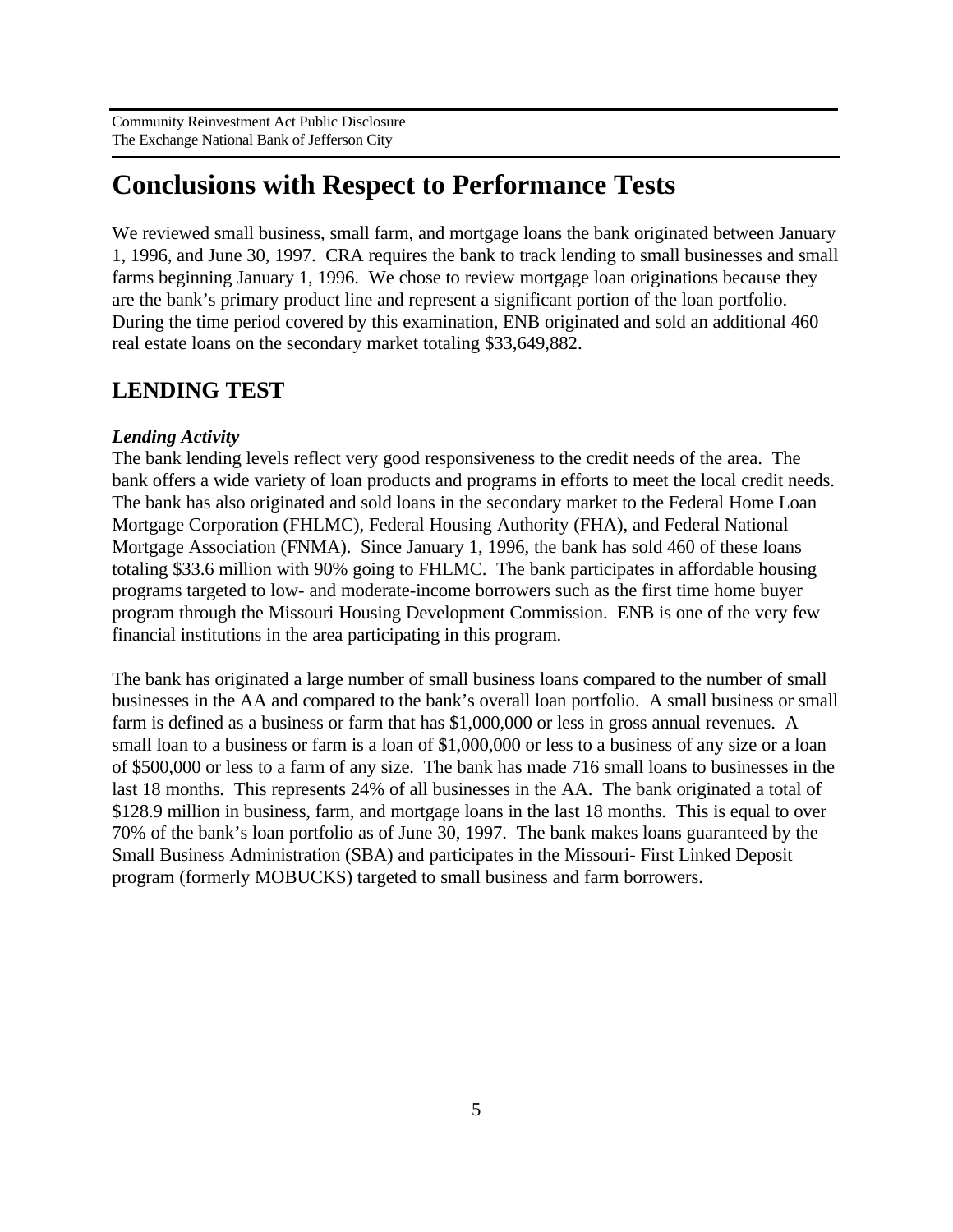# Conclusions with Respect to Performance Tests

We reviewed small business, small farm, and mortgage loans the bank originated between January 1, 1996, and June 30, 1997. CRA requires the bank to track lending to small businesses and small farms beginning January 1, 1996. We chose to review mortgage loan originations because they are the bank's primary product line and represent a significant portion of the loan portfolio. During the time period covered by this examination, ENB originated and sold an additional 460 real estate loans on the secondary market totaling $33,649,882.

## LENDING TEST

***Lending Activity***

The bank lending levels reflect very good responsiveness to the credit needs of the area. The bank offers a wide variety of loan products and programs in efforts to meet the local credit needs. The bank has also originated and sold loans in the secondary market to the Federal Home Loan Mortgage Corporation (FHLMC), Federal Housing Authority (FHA), and Federal National Mortgage Association (FNMA). Since January 1, 1996, the bank has sold 460 of these loans totaling $33.6 million with 90% going to FHLMC. The bank participates in affordable housing programs targeted to low- and moderate-income borrowers such as the first time home buyer program through the Missouri Housing Development Commission. ENB is one of the very few financial institutions in the area participating in this program.

The bank has originated a large number of small business loans compared to the number of small businesses in the AA and compared to the bank's overall loan portfolio. A small business or small farm is defined as a business or farm that has $1,000,000 or less in gross annual revenues. A small loan to a business or farm is a loan of $1,000,000 or less to a business of any size or a loan of $500,000 or less to a farm of any size. The bank has made 716 small loans to businesses in the last 18 months. This represents 24% of all businesses in the AA. The bank originated a total of $128.9 million in business, farm, and mortgage loans in the last 18 months. This is equal to over 70% of the bank's loan portfolio as of June 30, 1997. The bank makes loans guaranteed by the Small Business Administration (SBA) and participates in the Missouri- First Linked Deposit program (formerly MOBUCKS) targeted to small business and farm borrowers.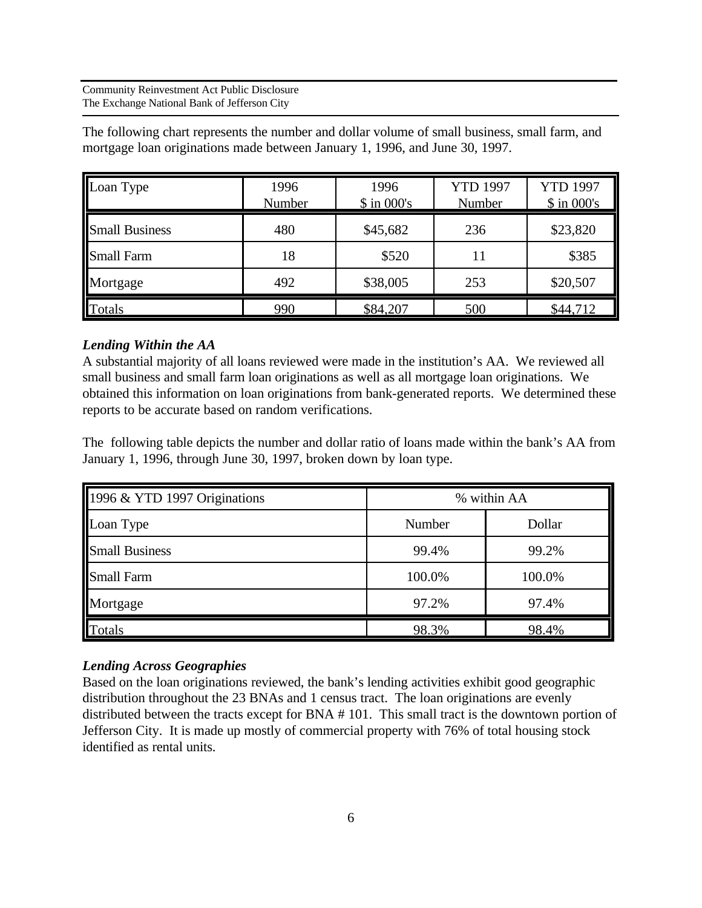The following chart represents the number and dollar volume of small business, small farm, and mortgage loan originations made between January 1, 1996, and June 30, 1997.

| Loan Type | 1996 Number | 1996 $ in 000's | YTD 1997 Number | YTD 1997 $ in 000's |
|---|---|---|---|---|
| Small Business | 480 | $45,682 | 236 | $23,820 |
| Small Farm | 18 | $520 | 11 | $385 |
| Mortgage | 492 | $38,005 | 253 | $20,507 |
| Totals | 990 | $84,207 | 500 | $44,712 |

***Lending Within the AA***

A substantial majority of all loans reviewed were made in the institution's AA. We reviewed all small business and small farm loan originations as well as all mortgage loan originations. We obtained this information on loan originations from bank-generated reports. We determined these reports to be accurate based on random verifications.

The following table depicts the number and dollar ratio of loans made within the bank's AA from January 1, 1996, through June 30, 1997, broken down by loan type.

| 1996 & YTD 1997 Originations | % within AA | |
|---|---|---|
| Loan Type | Number | Dollar |
| Small Business | 99.4% | 99.2% |
| Small Farm | 100.0% | 100.0% |
| Mortgage | 97.2% | 97.4% |
| Totals | 98.3% | 98.4% |

***Lending Across Geographies***

Based on the loan originations reviewed, the bank's lending activities exhibit good geographic distribution throughout the 23 BNAs and 1 census tract. The loan originations are evenly distributed between the tracts except for BNA # 101. This small tract is the downtown portion of Jefferson City. It is made up mostly of commercial property with 76% of total housing stock identified as rental units.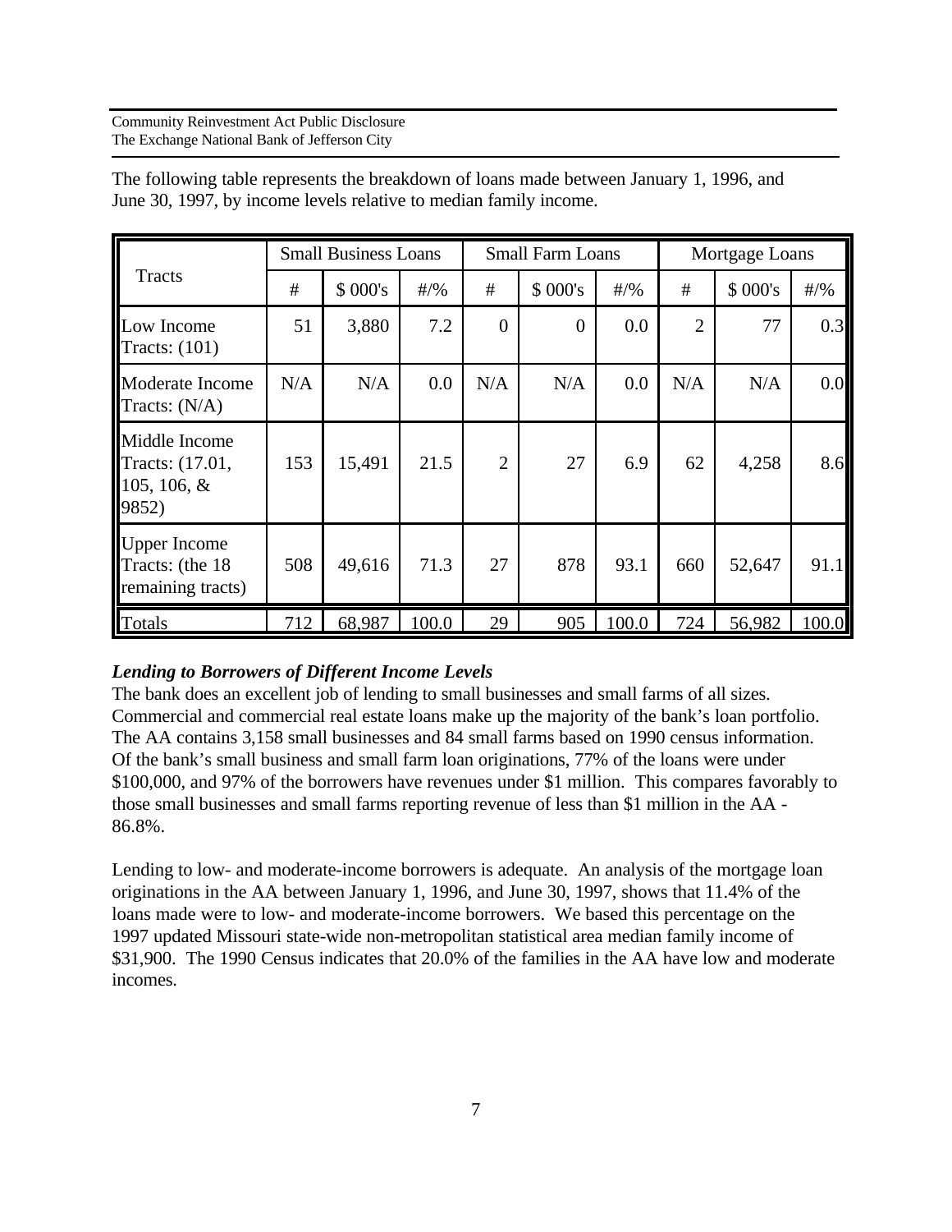The following table represents the breakdown of loans made between January 1, 1996, and June 30, 1997, by income levels relative to median family income.

| Tracts | Small Business Loans | | | Small Farm Loans | | | Mortgage Loans | | |
|---|---|---|---|---|---|---|---|---|---|
| | # | $ 000's | #/% | # | $ 000's | #/% | # | $ 000's | #/% |
| Low Income Tracts: (101) | 51 | 3,880 | 7.2 | 0 | 0 | 0.0 | 2 | 77 | 0.3 |
| Moderate Income Tracts: (N/A) | N/A | N/A | 0.0 | N/A | N/A | 0.0 | N/A | N/A | 0.0 |
| Middle Income Tracts: (17.01, 105, 106, & 9852) | 153 | 15,491 | 21.5 | 2 | 27 | 6.9 | 62 | 4,258 | 8.6 |
| Upper Income Tracts: (the 18 remaining tracts) | 508 | 49,616 | 71.3 | 27 | 878 | 93.1 | 660 | 52,647 | 91.1 |
| Totals | 712 | 68,987 | 100.0 | 29 | 905 | 100.0 | 724 | 56,982 | 100.0 |

***Lending to Borrowers of Different Income Levels***

The bank does an excellent job of lending to small businesses and small farms of all sizes. Commercial and commercial real estate loans make up the majority of the bank's loan portfolio. The AA contains 3,158 small businesses and 84 small farms based on 1990 census information. Of the bank's small business and small farm loan originations, 77% of the loans were under $100,000, and 97% of the borrowers have revenues under $1 million. This compares favorably to those small businesses and small farms reporting revenue of less than $1 million in the AA - 86.8%.

Lending to low- and moderate-income borrowers is adequate. An analysis of the mortgage loan originations in the AA between January 1, 1996, and June 30, 1997, shows that 11.4% of the loans made were to low- and moderate-income borrowers. We based this percentage on the 1997 updated Missouri state-wide non-metropolitan statistical area median family income of $31,900. The 1990 Census indicates that 20.0% of the families in the AA have low and moderate incomes.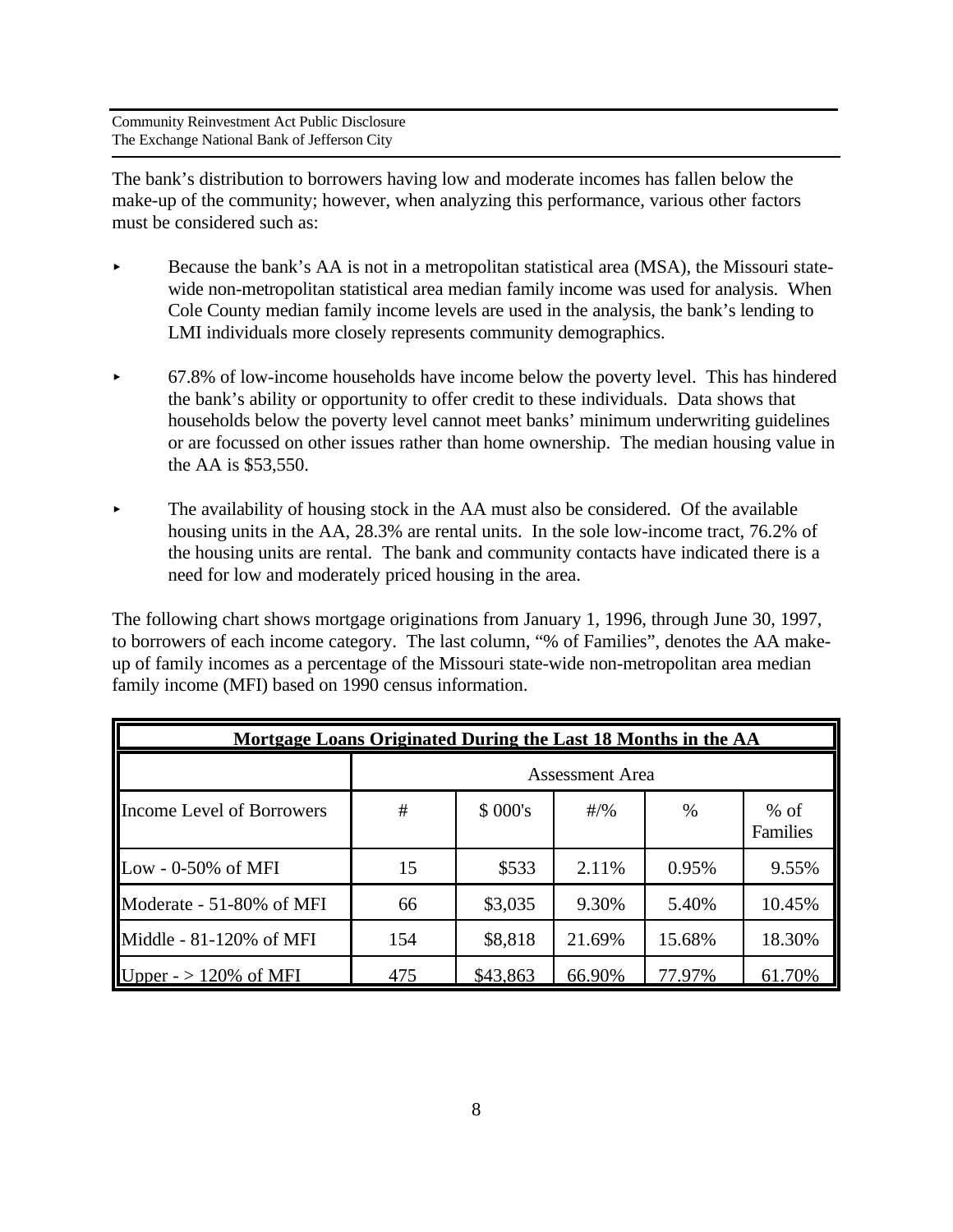The bank's distribution to borrowers having low and moderate incomes has fallen below the make-up of the community; however, when analyzing this performance, various other factors must be considered such as:

- Because the bank's AA is not in a metropolitan statistical area (MSA), the Missouri state-wide non-metropolitan statistical area median family income was used for analysis. When Cole County median family income levels are used in the analysis, the bank's lending to LMI individuals more closely represents community demographics.
- 67.8% of low-income households have income below the poverty level. This has hindered the bank's ability or opportunity to offer credit to these individuals. Data shows that households below the poverty level cannot meet banks' minimum underwriting guidelines or are focussed on other issues rather than home ownership. The median housing value in the AA is $53,550.
- The availability of housing stock in the AA must also be considered. Of the available housing units in the AA, 28.3% are rental units. In the sole low-income tract, 76.2% of the housing units are rental. The bank and community contacts have indicated there is a need for low and moderately priced housing in the area.

The following chart shows mortgage originations from January 1, 1996, through June 30, 1997, to borrowers of each income category. The last column, "% of Families", denotes the AA make-up of family incomes as a percentage of the Missouri state-wide non-metropolitan area median family income (MFI) based on 1990 census information.

**Mortgage Loans Originated During the Last 18 Months in the AA**

| | Assessment Area | | | | |
|---|---|---|---|---|---|
| Income Level of Borrowers | # | $ 000's | #/% | % | % of Families |
| Low - 0-50% of MFI | 15 | $533 | 2.11% | 0.95% | 9.55% |
| Moderate - 51-80% of MFI | 66 | $3,035 | 9.30% | 5.40% | 10.45% |
| Middle - 81-120% of MFI | 154 | $8,818 | 21.69% | 15.68% | 18.30% |
| Upper - > 120% of MFI | 475 | $43,863 | 66.90% | 77.97% | 61.70% |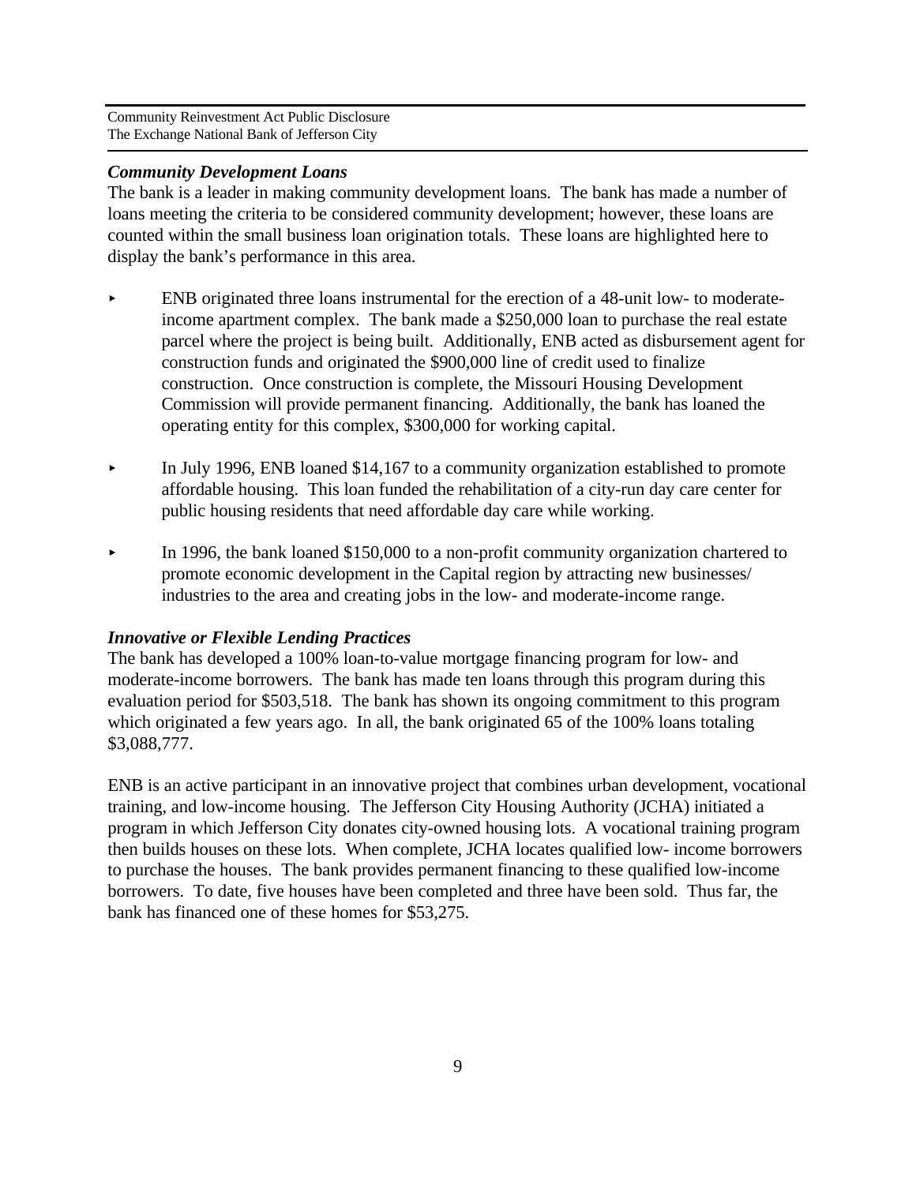### *Community Development Loans*

The bank is a leader in making community development loans. The bank has made a number of loans meeting the criteria to be considered community development; however, these loans are counted within the small business loan origination totals. These loans are highlighted here to display the bank's performance in this area.

- ENB originated three loans instrumental for the erection of a 48-unit low- to moderate-income apartment complex. The bank made a $250,000 loan to purchase the real estate parcel where the project is being built. Additionally, ENB acted as disbursement agent for construction funds and originated the $900,000 line of credit used to finalize construction. Once construction is complete, the Missouri Housing Development Commission will provide permanent financing. Additionally, the bank has loaned the operating entity for this complex, $300,000 for working capital.

- In July 1996, ENB loaned $14,167 to a community organization established to promote affordable housing. This loan funded the rehabilitation of a city-run day care center for public housing residents that need affordable day care while working.

- In 1996, the bank loaned $150,000 to a non-profit community organization chartered to promote economic development in the Capital region by attracting new businesses/ industries to the area and creating jobs in the low- and moderate-income range.

### *Innovative or Flexible Lending Practices*

The bank has developed a 100% loan-to-value mortgage financing program for low- and moderate-income borrowers. The bank has made ten loans through this program during this evaluation period for $503,518. The bank has shown its ongoing commitment to this program which originated a few years ago. In all, the bank originated 65 of the 100% loans totaling $3,088,777.

ENB is an active participant in an innovative project that combines urban development, vocational training, and low-income housing. The Jefferson City Housing Authority (JCHA) initiated a program in which Jefferson City donates city-owned housing lots. A vocational training program then builds houses on these lots. When complete, JCHA locates qualified low- income borrowers to purchase the houses. The bank provides permanent financing to these qualified low-income borrowers. To date, five houses have been completed and three have been sold. Thus far, the bank has financed one of these homes for $53,275.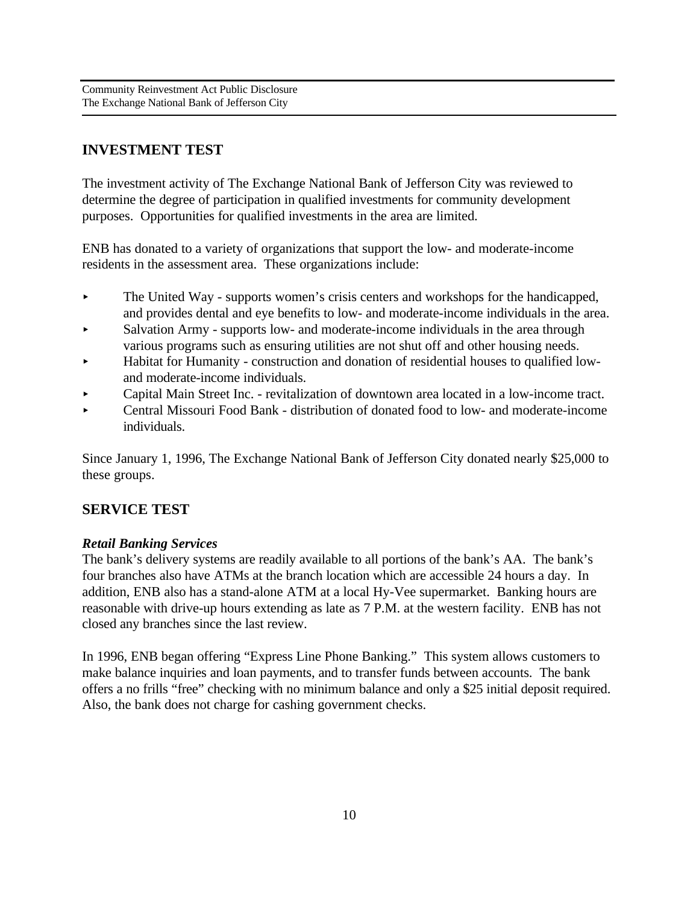## INVESTMENT TEST

The investment activity of The Exchange National Bank of Jefferson City was reviewed to determine the degree of participation in qualified investments for community development purposes. Opportunities for qualified investments in the area are limited.

ENB has donated to a variety of organizations that support the low- and moderate-income residents in the assessment area. These organizations include:

- The United Way - supports women's crisis centers and workshops for the handicapped, and provides dental and eye benefits to low- and moderate-income individuals in the area.
- Salvation Army - supports low- and moderate-income individuals in the area through various programs such as ensuring utilities are not shut off and other housing needs.
- Habitat for Humanity - construction and donation of residential houses to qualified low- and moderate-income individuals.
- Capital Main Street Inc. - revitalization of downtown area located in a low-income tract.
- Central Missouri Food Bank - distribution of donated food to low- and moderate-income individuals.

Since January 1, 1996, The Exchange National Bank of Jefferson City donated nearly $25,000 to these groups.

## SERVICE TEST

***Retail Banking Services***

The bank's delivery systems are readily available to all portions of the bank's AA. The bank's four branches also have ATMs at the branch location which are accessible 24 hours a day. In addition, ENB also has a stand-alone ATM at a local Hy-Vee supermarket. Banking hours are reasonable with drive-up hours extending as late as 7 P.M. at the western facility. ENB has not closed any branches since the last review.

In 1996, ENB began offering "Express Line Phone Banking." This system allows customers to make balance inquiries and loan payments, and to transfer funds between accounts. The bank offers a no frills "free" checking with no minimum balance and only a $25 initial deposit required. Also, the bank does not charge for cashing government checks.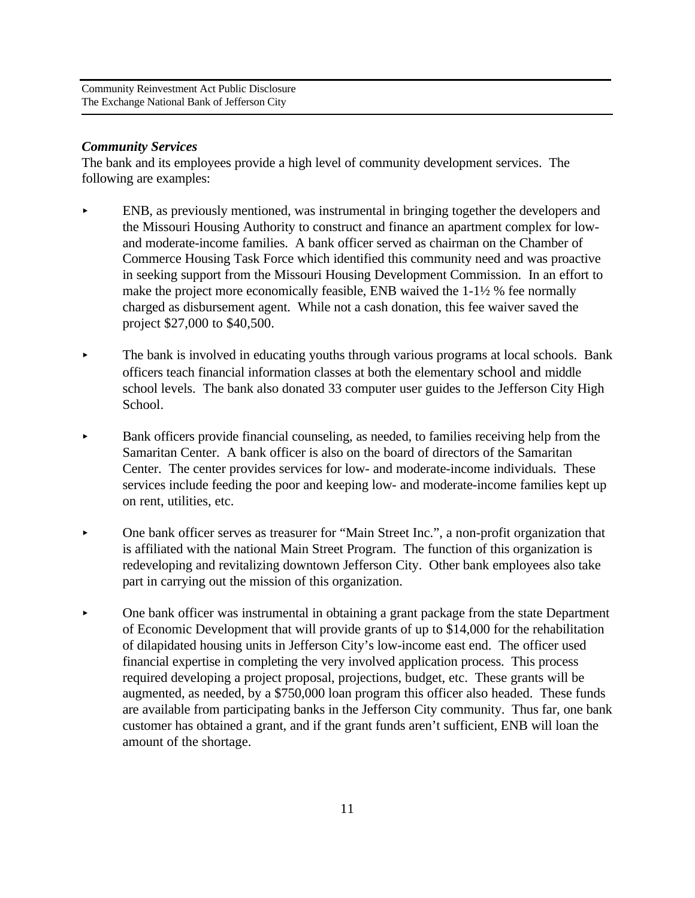***Community Services***

The bank and its employees provide a high level of community development services. The following are examples:

- ENB, as previously mentioned, was instrumental in bringing together the developers and the Missouri Housing Authority to construct and finance an apartment complex for low- and moderate-income families. A bank officer served as chairman on the Chamber of Commerce Housing Task Force which identified this community need and was proactive in seeking support from the Missouri Housing Development Commission. In an effort to make the project more economically feasible, ENB waived the 1-1½ % fee normally charged as disbursement agent. While not a cash donation, this fee waiver saved the project $27,000 to $40,500.

- The bank is involved in educating youths through various programs at local schools. Bank officers teach financial information classes at both the elementary school and middle school levels. The bank also donated 33 computer user guides to the Jefferson City High School.

- Bank officers provide financial counseling, as needed, to families receiving help from the Samaritan Center. A bank officer is also on the board of directors of the Samaritan Center. The center provides services for low- and moderate-income individuals. These services include feeding the poor and keeping low- and moderate-income families kept up on rent, utilities, etc.

- One bank officer serves as treasurer for "Main Street Inc.", a non-profit organization that is affiliated with the national Main Street Program. The function of this organization is redeveloping and revitalizing downtown Jefferson City. Other bank employees also take part in carrying out the mission of this organization.

- One bank officer was instrumental in obtaining a grant package from the state Department of Economic Development that will provide grants of up to $14,000 for the rehabilitation of dilapidated housing units in Jefferson City's low-income east end. The officer used financial expertise in completing the very involved application process. This process required developing a project proposal, projections, budget, etc. These grants will be augmented, as needed, by a $750,000 loan program this officer also headed. These funds are available from participating banks in the Jefferson City community. Thus far, one bank customer has obtained a grant, and if the grant funds aren't sufficient, ENB will loan the amount of the shortage.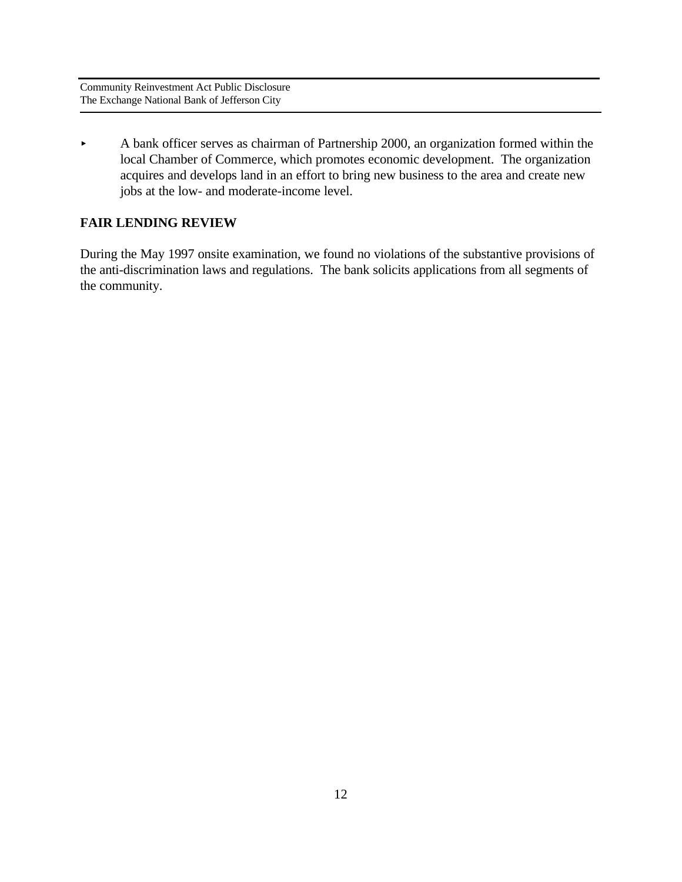- A bank officer serves as chairman of Partnership 2000, an organization formed within the local Chamber of Commerce, which promotes economic development. The organization acquires and develops land in an effort to bring new business to the area and create new jobs at the low- and moderate-income level.

## FAIR LENDING REVIEW

During the May 1997 onsite examination, we found no violations of the substantive provisions of the anti-discrimination laws and regulations. The bank solicits applications from all segments of the community.